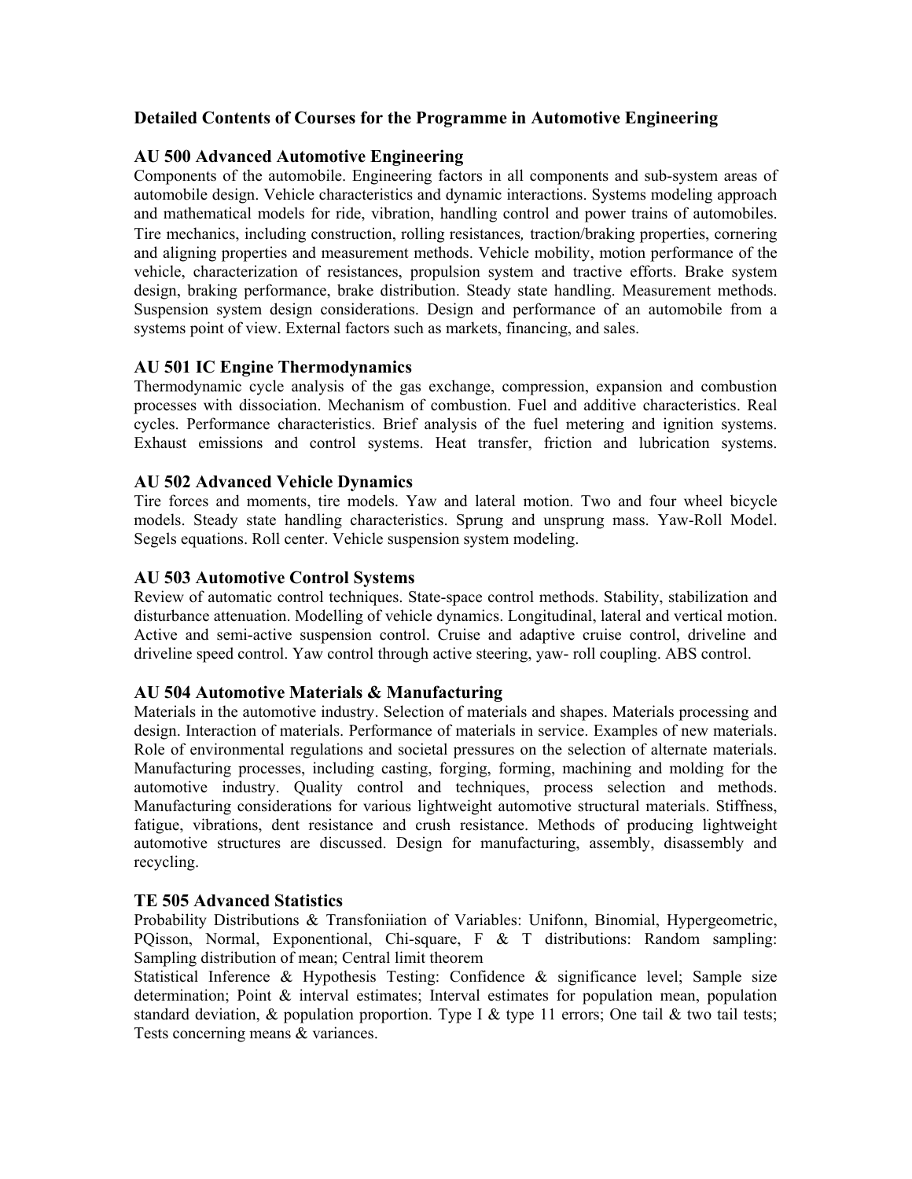## Detailed Contents of Courses for the Programme in Automotive Engineering

### AU 500 Advanced Automotive Engineering

Components of the automobile. Engineering factors in all components and sub-system areas of automobile design. Vehicle characteristics and dynamic interactions. Systems modeling approach and mathematical models for ride, vibration, handling control and power trains of automobiles. Tire mechanics, including construction, rolling resistances, traction/braking properties, cornering and aligning properties and measurement methods. Vehicle mobility, motion performance of the vehicle, characterization of resistances, propulsion system and tractive efforts. Brake system design, braking performance, brake distribution. Steady state handling. Measurement methods. Suspension system design considerations. Design and performance of an automobile from a systems point of view. External factors such as markets, financing, and sales.

### AU 501 IC Engine Thermodynamics

Thermodynamic cycle analysis of the gas exchange, compression, expansion and combustion processes with dissociation. Mechanism of combustion. Fuel and additive characteristics. Real cycles. Performance characteristics. Brief analysis of the fuel metering and ignition systems. Exhaust emissions and control systems. Heat transfer, friction and lubrication systems.

### AU 502 Advanced Vehicle Dynamics

Tire forces and moments, tire models. Yaw and lateral motion. Two and four wheel bicycle models. Steady state handling characteristics. Sprung and unsprung mass. Yaw-Roll Model. Segels equations. Roll center. Vehicle suspension system modeling.

### AU 503 Automotive Control Systems

Review of automatic control techniques. State-space control methods. Stability, stabilization and disturbance attenuation. Modelling of vehicle dynamics. Longitudinal, lateral and vertical motion. Active and semi-active suspension control. Cruise and adaptive cruise control, driveline and driveline speed control. Yaw control through active steering, yaw- roll coupling. ABS control.

### AU 504 Automotive Materials & Manufacturing

Materials in the automotive industry. Selection of materials and shapes. Materials processing and design. Interaction of materials. Performance of materials in service. Examples of new materials. Role of environmental regulations and societal pressures on the selection of alternate materials. Manufacturing processes, including casting, forging, forming, machining and molding for the automotive industry. Quality control and techniques, process selection and methods. Manufacturing considerations for various lightweight automotive structural materials. Stiffness, fatigue, vibrations, dent resistance and crush resistance. Methods of producing lightweight automotive structures are discussed. Design for manufacturing, assembly, disassembly and recycling.

### TE 505 Advanced Statistics

Probability Distributions & Transfoniiation of Variables: Unifonn, Binomial, Hypergeometric, PQisson, Normal, Exponentional, Chi-square, F & T distributions: Random sampling: Sampling distribution of mean; Central limit theorem

Statistical Inference & Hypothesis Testing: Confidence & significance level; Sample size determination; Point & interval estimates; Interval estimates for population mean, population standard deviation, & population proportion. Type I & type 11 errors; One tail & two tail tests; Tests concerning means & variances.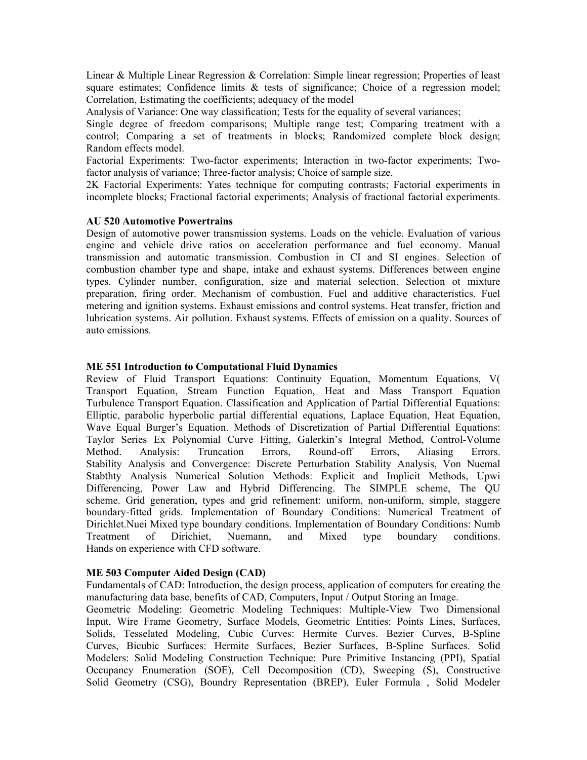Linear & Multiple Linear Regression & Correlation: Simple linear regression; Properties of least square estimates; Confidence limits & tests of significance; Choice of a regression model; Correlation, Estimating the coefficients; adequacy of the model

Analysis of Variance: One way classification; Tests for the equality of several variances;

Single degree of freedom comparisons; Multiple range test; Comparing treatment with a control; Comparing a set of treatments in blocks; Randomized complete block design; Random effects model.

Factorial Experiments: Two-factor experiments; Interaction in two-factor experiments; Two-factor analysis of variance; Three-factor analysis; Choice of sample size.

2K Factorial Experiments: Yates technique for computing contrasts; Factorial experiments in incomplete blocks; Fractional factorial experiments; Analysis of fractional factorial experiments.

**AU 520 Automotive Powertrains**

Design of automotive power transmission systems. Loads on the vehicle. Evaluation of various engine and vehicle drive ratios on acceleration performance and fuel economy. Manual transmission and automatic transmission. Combustion in CI and SI engines. Selection of combustion chamber type and shape, intake and exhaust systems. Differences between engine types. Cylinder number, configuration, size and material selection. Selection ot mixture preparation, firing order. Mechanism of combustion. Fuel and additive characteristics. Fuel metering and ignition systems. Exhaust emissions and control systems. Heat transfer, friction and lubrication systems. Air pollution. Exhaust systems. Effects of emission on a quality. Sources of auto emissions.

**ME 551 Introduction to Computational Fluid Dynamics**

Review of Fluid Transport Equations: Continuity Equation, Momentum Equations, V( Transport Equation, Stream Function Equation, Heat and Mass Transport Equation Turbulence Transport Equation. Classification and Application of Partial Differential Equations: Elliptic, parabolic hyperbolic partial differential equations, Laplace Equation, Heat Equation, Wave Equal Burger's Equation. Methods of Discretization of Partial Differential Equations: Taylor Series Ex Polynomial Curve Fitting, Galerkin's Integral Method, Control-Volume Method. Analysis: Truncation Errors, Round-off Errors, Aliasing Errors. Stability Analysis and Convergence: Discrete Perturbation Stability Analysis, Von Nuemal Stabthty Analysis Numerical Solution Methods: Explicit and Implicit Methods, Upwi Differencing, Power Law and Hybrid Differencing. The SIMPLE scheme, The QU scheme. Grid generation, types and grid refinement: uniform, non-uniform, simple, staggere boundary-fitted grids. Implementation of Boundary Conditions: Numerical Treatment of Dirichlet.Nuei Mixed type boundary conditions. Implementation of Boundary Conditions: Numb Treatment of Dirichiet, Nuemann, and Mixed type boundary conditions. Hands on experience with CFD software.

**ME 503 Computer Aided Design (CAD)**

Fundamentals of CAD: Introduction, the design process, application of computers for creating the manufacturing data base, benefits of CAD, Computers, Input / Output Storing an Image.

Geometric Modeling: Geometric Modeling Techniques: Multiple-View Two Dimensional Input, Wire Frame Geometry, Surface Models, Geometric Entities: Points Lines, Surfaces, Solids, Tesselated Modeling, Cubic Curves: Hermite Curves. Bezier Curves, B-Spline Curves, Bicubic Surfaces: Hermite Surfaces, Bezier Surfaces, B-Spline Surfaces. Solid Modelers: Solid Modeling Construction Technique: Pure Primitive Instancing (PPI), Spatial Occupancy Enumeration (SOE), Cell Decomposition (CD), Sweeping (S), Constructive Solid Geometry (CSG), Boundry Representation (BREP), Euler Formula , Solid Modeler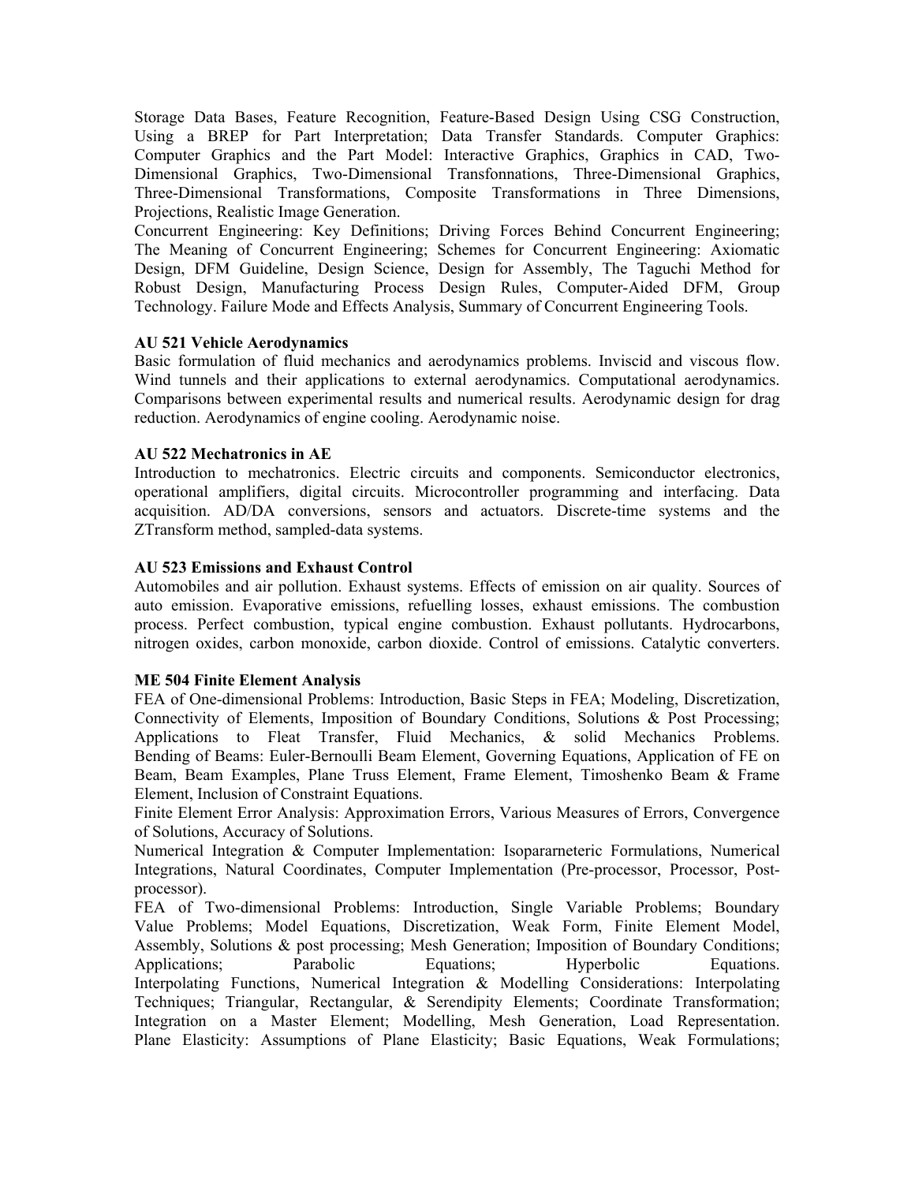Storage Data Bases, Feature Recognition, Feature-Based Design Using CSG Construction, Using a BREP for Part Interpretation; Data Transfer Standards. Computer Graphics: Computer Graphics and the Part Model: Interactive Graphics, Graphics in CAD, Two-Dimensional Graphics, Two-Dimensional Transfonnations, Three-Dimensional Graphics, Three-Dimensional Transformations, Composite Transformations in Three Dimensions, Projections, Realistic Image Generation.

Concurrent Engineering: Key Definitions; Driving Forces Behind Concurrent Engineering; The Meaning of Concurrent Engineering; Schemes for Concurrent Engineering: Axiomatic Design, DFM Guideline, Design Science, Design for Assembly, The Taguchi Method for Robust Design, Manufacturing Process Design Rules, Computer-Aided DFM, Group Technology. Failure Mode and Effects Analysis, Summary of Concurrent Engineering Tools.

**AU 521 Vehicle Aerodynamics**

Basic formulation of fluid mechanics and aerodynamics problems. Inviscid and viscous flow. Wind tunnels and their applications to external aerodynamics. Computational aerodynamics. Comparisons between experimental results and numerical results. Aerodynamic design for drag reduction. Aerodynamics of engine cooling. Aerodynamic noise.

**AU 522 Mechatronics in AE**

Introduction to mechatronics. Electric circuits and components. Semiconductor electronics, operational amplifiers, digital circuits. Microcontroller programming and interfacing. Data acquisition. AD/DA conversions, sensors and actuators. Discrete-time systems and the ZTransform method, sampled-data systems.

**AU 523 Emissions and Exhaust Control**

Automobiles and air pollution. Exhaust systems. Effects of emission on air quality. Sources of auto emission. Evaporative emissions, refuelling losses, exhaust emissions. The combustion process. Perfect combustion, typical engine combustion. Exhaust pollutants. Hydrocarbons, nitrogen oxides, carbon monoxide, carbon dioxide. Control of emissions. Catalytic converters.

**ME 504 Finite Element Analysis**

FEA of One-dimensional Problems: Introduction, Basic Steps in FEA; Modeling, Discretization, Connectivity of Elements, Imposition of Boundary Conditions, Solutions & Post Processing; Applications to Fleat Transfer, Fluid Mechanics, & solid Mechanics Problems. Bending of Beams: Euler-Bernoulli Beam Element, Governing Equations, Application of FE on Beam, Beam Examples, Plane Truss Element, Frame Element, Timoshenko Beam & Frame Element, Inclusion of Constraint Equations.

Finite Element Error Analysis: Approximation Errors, Various Measures of Errors, Convergence of Solutions, Accuracy of Solutions.

Numerical Integration & Computer Implementation: Isopararneteric Formulations, Numerical Integrations, Natural Coordinates, Computer Implementation (Pre-processor, Processor, Post-processor).

FEA of Two-dimensional Problems: Introduction, Single Variable Problems; Boundary Value Problems; Model Equations, Discretization, Weak Form, Finite Element Model, Assembly, Solutions & post processing; Mesh Generation; Imposition of Boundary Conditions; Applications; Parabolic Equations; Hyperbolic Equations. Interpolating Functions, Numerical Integration & Modelling Considerations: Interpolating Techniques; Triangular, Rectangular, & Serendipity Elements; Coordinate Transformation; Integration on a Master Element; Modelling, Mesh Generation, Load Representation. Plane Elasticity: Assumptions of Plane Elasticity; Basic Equations, Weak Formulations;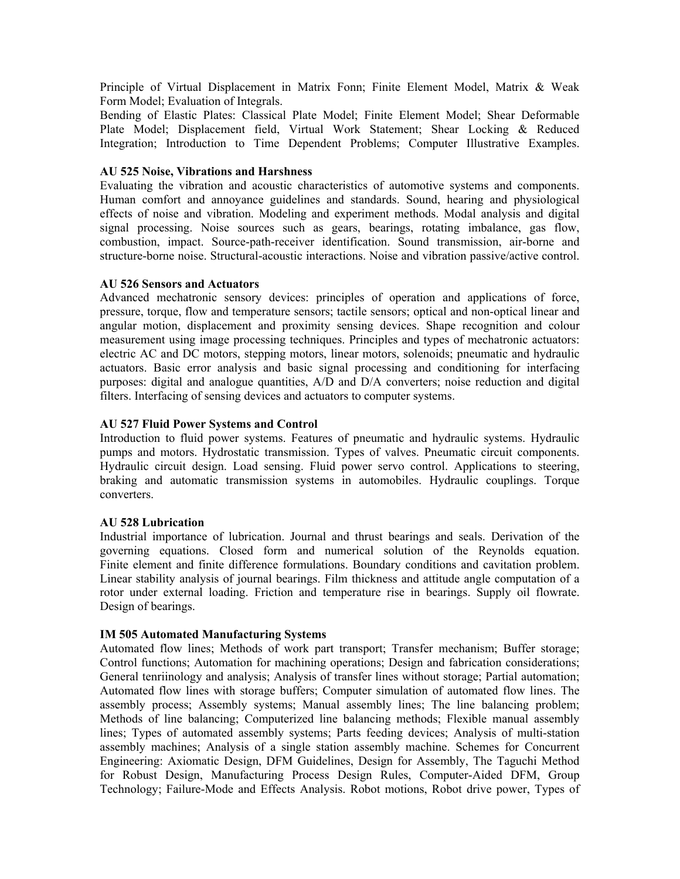Principle of Virtual Displacement in Matrix Fonn; Finite Element Model, Matrix & Weak Form Model; Evaluation of Integrals.
Bending of Elastic Plates: Classical Plate Model; Finite Element Model; Shear Deformable Plate Model; Displacement field, Virtual Work Statement; Shear Locking & Reduced Integration; Introduction to Time Dependent Problems; Computer Illustrative Examples.

**AU 525 Noise, Vibrations and Harshness**
Evaluating the vibration and acoustic characteristics of automotive systems and components. Human comfort and annoyance guidelines and standards. Sound, hearing and physiological effects of noise and vibration. Modeling and experiment methods. Modal analysis and digital signal processing. Noise sources such as gears, bearings, rotating imbalance, gas flow, combustion, impact. Source-path-receiver identification. Sound transmission, air-borne and structure-borne noise. Structural-acoustic interactions. Noise and vibration passive/active control.

**AU 526 Sensors and Actuators**
Advanced mechatronic sensory devices: principles of operation and applications of force, pressure, torque, flow and temperature sensors; tactile sensors; optical and non-optical linear and angular motion, displacement and proximity sensing devices. Shape recognition and colour measurement using image processing techniques. Principles and types of mechatronic actuators: electric AC and DC motors, stepping motors, linear motors, solenoids; pneumatic and hydraulic actuators. Basic error analysis and basic signal processing and conditioning for interfacing purposes: digital and analogue quantities, A/D and D/A converters; noise reduction and digital filters. Interfacing of sensing devices and actuators to computer systems.

**AU 527 Fluid Power Systems and Control**
Introduction to fluid power systems. Features of pneumatic and hydraulic systems. Hydraulic pumps and motors. Hydrostatic transmission. Types of valves. Pneumatic circuit components. Hydraulic circuit design. Load sensing. Fluid power servo control. Applications to steering, braking and automatic transmission systems in automobiles. Hydraulic couplings. Torque converters.

**AU 528 Lubrication**
Industrial importance of lubrication. Journal and thrust bearings and seals. Derivation of the governing equations. Closed form and numerical solution of the Reynolds equation. Finite element and finite difference formulations. Boundary conditions and cavitation problem. Linear stability analysis of journal bearings. Film thickness and attitude angle computation of a rotor under external loading. Friction and temperature rise in bearings. Supply oil flowrate. Design of bearings.

**IM 505 Automated Manufacturing Systems**
Automated flow lines; Methods of work part transport; Transfer mechanism; Buffer storage; Control functions; Automation for machining operations; Design and fabrication considerations; General tenriinology and analysis; Analysis of transfer lines without storage; Partial automation; Automated flow lines with storage buffers; Computer simulation of automated flow lines. The assembly process; Assembly systems; Manual assembly lines; The line balancing problem; Methods of line balancing; Computerized line balancing methods; Flexible manual assembly lines; Types of automated assembly systems; Parts feeding devices; Analysis of multi-station assembly machines; Analysis of a single station assembly machine. Schemes for Concurrent Engineering: Axiomatic Design, DFM Guidelines, Design for Assembly, The Taguchi Method for Robust Design, Manufacturing Process Design Rules, Computer-Aided DFM, Group Technology; Failure-Mode and Effects Analysis. Robot motions, Robot drive power, Types of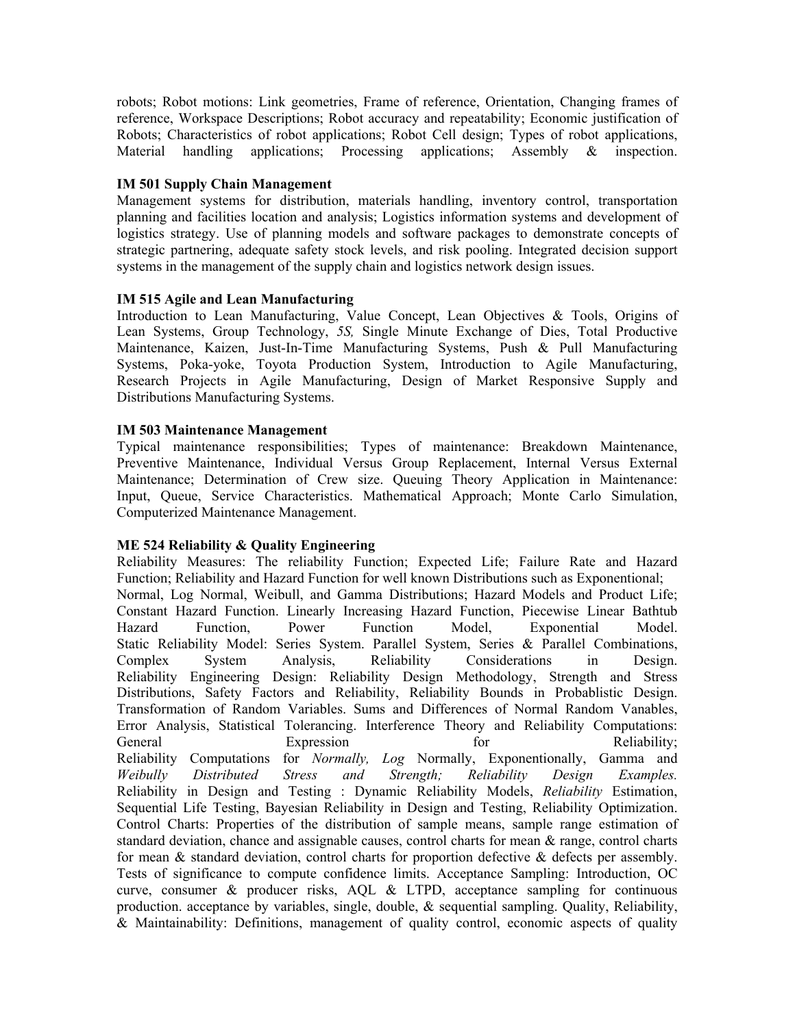robots; Robot motions: Link geometries, Frame of reference, Orientation, Changing frames of reference, Workspace Descriptions; Robot accuracy and repeatability; Economic justification of Robots; Characteristics of robot applications; Robot Cell design; Types of robot applications, Material handling applications; Processing applications; Assembly & inspection.

**IM 501 Supply Chain Management**
Management systems for distribution, materials handling, inventory control, transportation planning and facilities location and analysis; Logistics information systems and development of logistics strategy. Use of planning models and software packages to demonstrate concepts of strategic partnering, adequate safety stock levels, and risk pooling. Integrated decision support systems in the management of the supply chain and logistics network design issues.

**IM 515 Agile and Lean Manufacturing**
Introduction to Lean Manufacturing, Value Concept, Lean Objectives & Tools, Origins of Lean Systems, Group Technology, *5S,* Single Minute Exchange of Dies, Total Productive Maintenance, Kaizen, Just-In-Time Manufacturing Systems, Push & Pull Manufacturing Systems, Poka-yoke, Toyota Production System, Introduction to Agile Manufacturing, Research Projects in Agile Manufacturing, Design of Market Responsive Supply and Distributions Manufacturing Systems.

**IM 503 Maintenance Management**
Typical maintenance responsibilities; Types of maintenance: Breakdown Maintenance, Preventive Maintenance, Individual Versus Group Replacement, Internal Versus External Maintenance; Determination of Crew size. Queuing Theory Application in Maintenance: Input, Queue, Service Characteristics. Mathematical Approach; Monte Carlo Simulation, Computerized Maintenance Management.

**ME 524 Reliability & Quality Engineering**
Reliability Measures: The reliability Function; Expected Life; Failure Rate and Hazard Function; Reliability and Hazard Function for well known Distributions such as Exponentional; Normal, Log Normal, Weibull, and Gamma Distributions; Hazard Models and Product Life; Constant Hazard Function. Linearly Increasing Hazard Function, Piecewise Linear Bathtub Hazard Function, Power Function Model, Exponential Model. Static Reliability Model: Series System. Parallel System, Series & Parallel Combinations, Complex System Analysis, Reliability Considerations in Design. Reliability Engineering Design: Reliability Design Methodology, Strength and Stress Distributions, Safety Factors and Reliability, Reliability Bounds in Probablistic Design. Transformation of Random Variables. Sums and Differences of Normal Random Vanables, Error Analysis, Statistical Tolerancing. Interference Theory and Reliability Computations: General Expression for Reliability; Reliability Computations for *Normally, Log* Normally, Exponentionally, Gamma and *Weibully Distributed Stress and Strength; Reliability Design Examples.* Reliability in Design and Testing : Dynamic Reliability Models, *Reliability* Estimation, Sequential Life Testing, Bayesian Reliability in Design and Testing, Reliability Optimization. Control Charts: Properties of the distribution of sample means, sample range estimation of standard deviation, chance and assignable causes, control charts for mean & range, control charts for mean & standard deviation, control charts for proportion defective & defects per assembly. Tests of significance to compute confidence limits. Acceptance Sampling: Introduction, OC curve, consumer & producer risks, AQL & LTPD, acceptance sampling for continuous production. acceptance by variables, single, double, & sequential sampling. Quality, Reliability, & Maintainability: Definitions, management of quality control, economic aspects of quality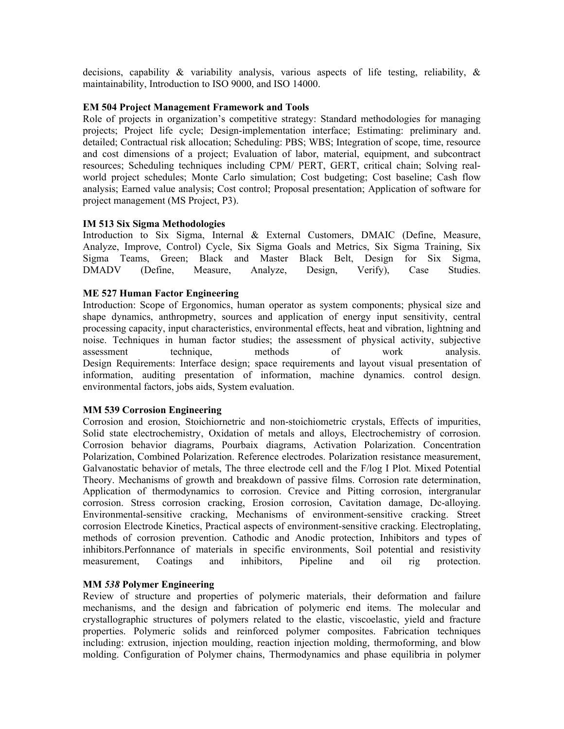decisions, capability & variability analysis, various aspects of life testing, reliability, & maintainability, Introduction to ISO 9000, and ISO 14000.

**EM 504 Project Management Framework and Tools**

Role of projects in organization's competitive strategy: Standard methodologies for managing projects; Project life cycle; Design-implementation interface; Estimating: preliminary and. detailed; Contractual risk allocation; Scheduling: PBS; WBS; Integration of scope, time, resource and cost dimensions of a project; Evaluation of labor, material, equipment, and subcontract resources; Scheduling techniques including CPM/ PERT, GERT, critical chain; Solving real-world project schedules; Monte Carlo simulation; Cost budgeting; Cost baseline; Cash flow analysis; Earned value analysis; Cost control; Proposal presentation; Application of software for project management (MS Project, P3).

**IM 513 Six Sigma Methodologies**

Introduction to Six Sigma, Internal & External Customers, DMAIC (Define, Measure, Analyze, Improve, Control) Cycle, Six Sigma Goals and Metrics, Six Sigma Training, Six Sigma Teams, Green; Black and Master Black Belt, Design for Six Sigma, DMADV (Define, Measure, Analyze, Design, Verify), Case Studies.

**ME 527 Human Factor Engineering**

Introduction: Scope of Ergonomics, human operator as system components; physical size and shape dynamics, anthropmetry, sources and application of energy input sensitivity, central processing capacity, input characteristics, environmental effects, heat and vibration, lightning and noise. Techniques in human factor studies; the assessment of physical activity, subjective assessment technique, methods of work analysis.
Design Requirements: Interface design; space requirements and layout visual presentation of information, auditing presentation of information, machine dynamics. control design. environmental factors, jobs aids, System evaluation.

**MM 539 Corrosion Engineering**

Corrosion and erosion, Stoichiornetric and non-stoichiometric crystals, Effects of impurities, Solid state electrochemistry, Oxidation of metals and alloys, Electrochemistry of corrosion. Corrosion behavior diagrams, Pourbaix diagrams, Activation Polarization. Concentration Polarization, Combined Polarization. Reference electrodes. Polarization resistance measurement, Galvanostatic behavior of metals, The three electrode cell and the F/log I Plot. Mixed Potential Theory. Mechanisms of growth and breakdown of passive films. Corrosion rate determination, Application of thermodynamics to corrosion. Crevice and Pitting corrosion, intergranular corrosion. Stress corrosion cracking, Erosion corrosion, Cavitation damage, Dc-alloying. Environmental-sensitive cracking, Mechanisms of environment-sensitive cracking. Street corrosion Electrode Kinetics, Practical aspects of environment-sensitive cracking. Electroplating, methods of corrosion prevention. Cathodic and Anodic protection, Inhibitors and types of inhibitors.Perfonnance of materials in specific environments, Soil potential and resistivity measurement, Coatings and inhibitors, Pipeline and oil rig protection.

**MM *538* Polymer Engineering**

Review of structure and properties of polymeric materials, their deformation and failure mechanisms, and the design and fabrication of polymeric end items. The molecular and crystallographic structures of polymers related to the elastic, viscoelastic, yield and fracture properties. Polymeric solids and reinforced polymer composites. Fabrication techniques including: extrusion, injection moulding, reaction injection molding, thermoforming, and blow molding. Configuration of Polymer chains, Thermodynamics and phase equilibria in polymer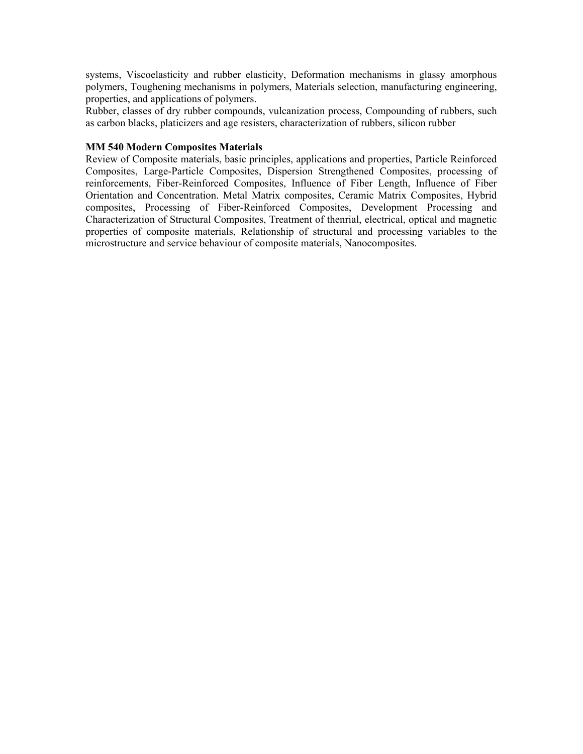systems, Viscoelasticity and rubber elasticity, Deformation mechanisms in glassy amorphous polymers, Toughening mechanisms in polymers, Materials selection, manufacturing engineering, properties, and applications of polymers.

Rubber, classes of dry rubber compounds, vulcanization process, Compounding of rubbers, such as carbon blacks, platicizers and age resisters, characterization of rubbers, silicon rubber

**MM 540 Modern Composites Materials**

Review of Composite materials, basic principles, applications and properties, Particle Reinforced Composites, Large-Particle Composites, Dispersion Strengthened Composites, processing of reinforcements, Fiber-Reinforced Composites, Influence of Fiber Length, Influence of Fiber Orientation and Concentration. Metal Matrix composites, Ceramic Matrix Composites, Hybrid composites, Processing of Fiber-Reinforced Composites, Development Processing and Characterization of Structural Composites, Treatment of thenrial, electrical, optical and magnetic properties of composite materials, Relationship of structural and processing variables to the microstructure and service behaviour of composite materials, Nanocomposites.